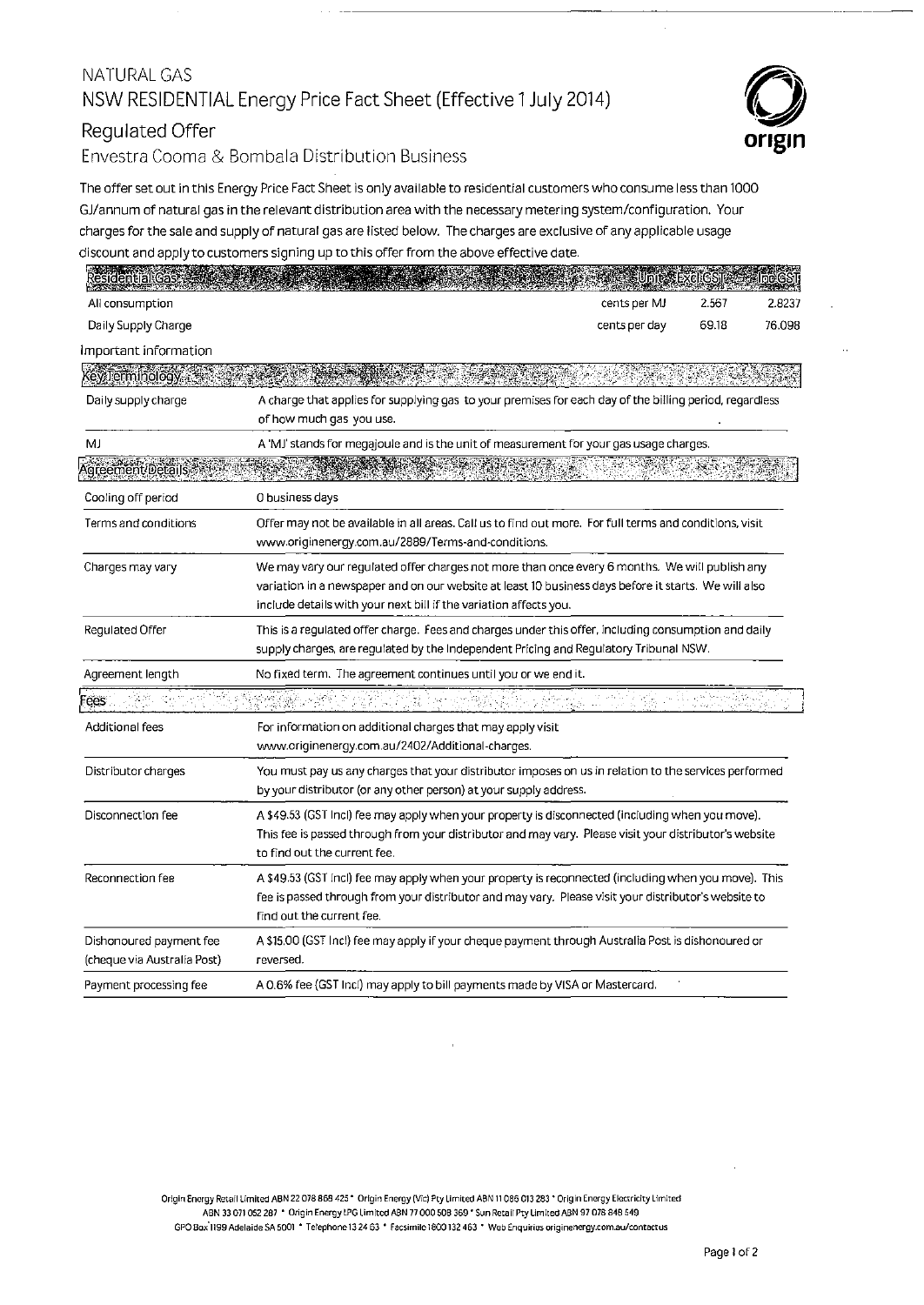NATURAL GAS

# NSW RESIDENTIAL Energy Price Fact Sheet (Effective 1 July 2014)

## Regulated Offer

### Envestra Cooma & Bombala Distribution Business

The offer set out in this Energy Price Fact Sheet is only available to residential customers who consume less than 1000 GJ/annum of natural gas in the relevant distribution area with the necessary metering system/configuration. Your charges for the sale and supply of natural gas are listed below. The charges are exclusive of any applicable usage discount and apply to customers signing up to this offer from the above effective date.

| Residential Gas | Unit | Excl GST | Inc GST |
|---|---|---|---|
| All consumption | cents per MJ | 2.567 | 2.8237 |
| Daily Supply Charge | cents per day | 69.18 | 76.098 |

Important information

| Key Terminology | |
|---|---|
| Daily supply charge | A charge that applies for supplying gas to your premises for each day of the billing period, regardless of how much gas you use. |
| MJ | A 'MJ' stands for megajoule and is the unit of measurement for your gas usage charges. |

| Agreement Details | |
|---|---|
| Cooling off period | 0 business days |
| Terms and conditions | Offer may not be available in all areas. Call us to find out more. For full terms and conditions, visit www.originenergy.com.au/2889/Terms-and-conditions. |
| Charges may vary | We may vary our regulated offer charges not more than once every 6 months. We will publish any variation in a newspaper and on our website at least 10 business days before it starts. We will also include details with your next bill if the variation affects you. |
| Regulated Offer | This is a regulated offer charge. Fees and charges under this offer, including consumption and daily supply charges, are regulated by the Independent Pricing and Regulatory Tribunal NSW. |
| Agreement length | No fixed term. The agreement continues until you or we end it. |

| Fees | |
|---|---|
| Additional fees | For information on additional charges that may apply visit www.originenergy.com.au/2402/Additional-charges. |
| Distributor charges | You must pay us any charges that your distributor imposes on us in relation to the services performed by your distributor (or any other person) at your supply address. |
| Disconnection fee | A $49.53 (GST Incl) fee may apply when your property is disconnected (including when you move). This fee is passed through from your distributor and may vary. Please visit your distributor's website to find out the current fee. |
| Reconnection fee | A $49.53 (GST Incl) fee may apply when your property is reconnected (including when you move). This fee is passed through from your distributor and may vary. Please visit your distributor's website to find out the current fee. |
| Dishonoured payment fee (cheque via Australia Post) | A $15.00 (GST Incl) fee may apply if your cheque payment through Australia Post is dishonoured or reversed. |
| Payment processing fee | A 0.6% fee (GST Incl) may apply to bill payments made by VISA or Mastercard. |

Origin Energy Retail Limited ABN 22 078 868 425 • Origin Energy (Vic) Pty Limited ABN 11 086 013 283 • Origin Energy Electricity Limited ABN 33 071 052 287 • Origin Energy LPG Limited ABN 77 000 508 369 • Sun Retail Pty Limited ABN 97 078 848 549
GPO Box 1199 Adelaide SA 5001 • Telephone 13 24 63 • Facsimile 1800 132 463 • Web Enquiries originenergy.com.au/contactus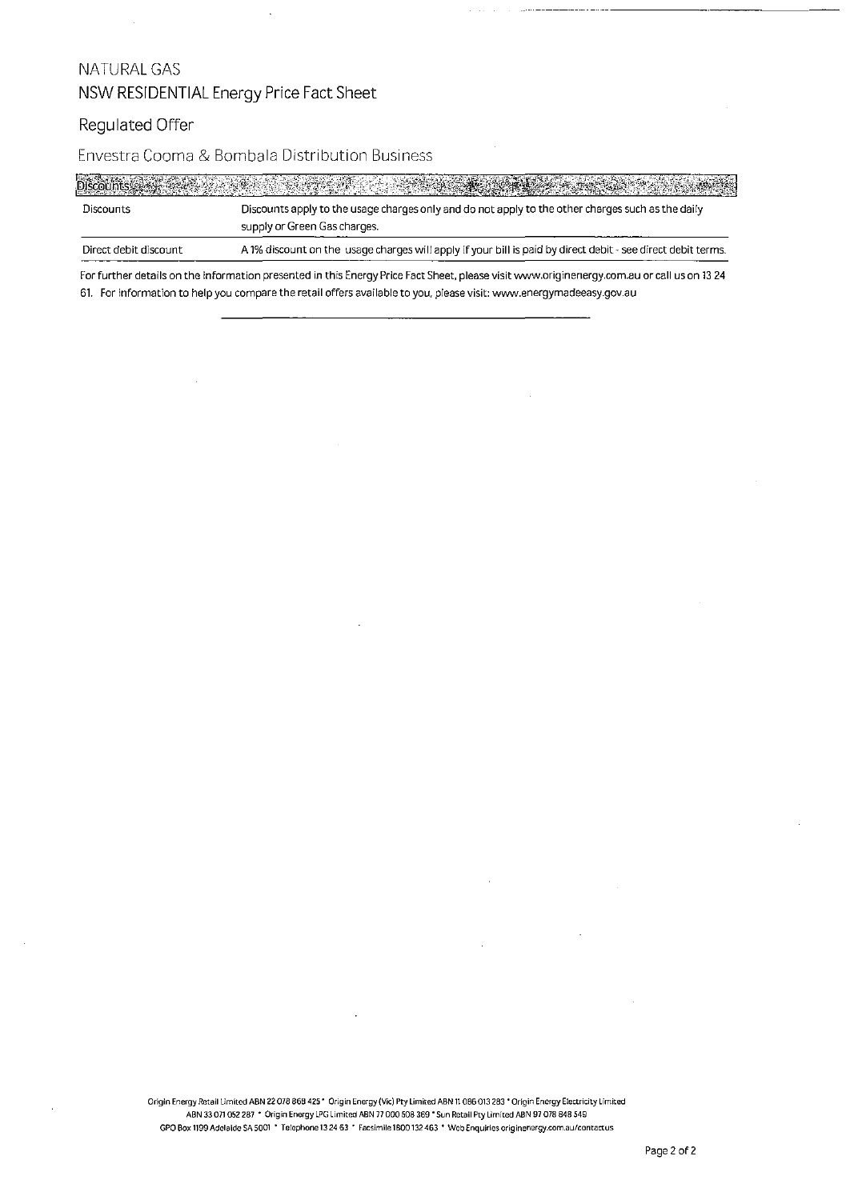NATURAL GAS

# NSW RESIDENTIAL Energy Price Fact Sheet

## Regulated Offer

### Envestra Cooma & Bombala Distribution Business

| Discounts | |
|---|---|
| Discounts | Discounts apply to the usage charges only and do not apply to the other charges such as the daily supply or Green Gas charges. |
| Direct debit discount | A 1% discount on the usage charges will apply if your bill is paid by direct debit - see direct debit terms. |

For further details on the information presented in this Energy Price Fact Sheet, please visit www.originenergy.com.au or call us on 13 24 61. For information to help you compare the retail offers available to you, please visit: www.energymadeeasy.gov.au

Origin Energy Retail Limited ABN 22 078 868 425 • Origin Energy (Vic) Pty Limited ABN 11 086 013 283 • Origin Energy Electricity Limited ABN 33 071 052 287 • Origin Energy LPG Limited ABN 77 000 508 369 • Sun Retail Pty Limited ABN 97 078 848 549
GPO Box 1199 Adelaide SA 5001 • Telephone 13 24 63 • Facsimile 1800 132 463 • Web Enquiries originenergy.com.au/contactus